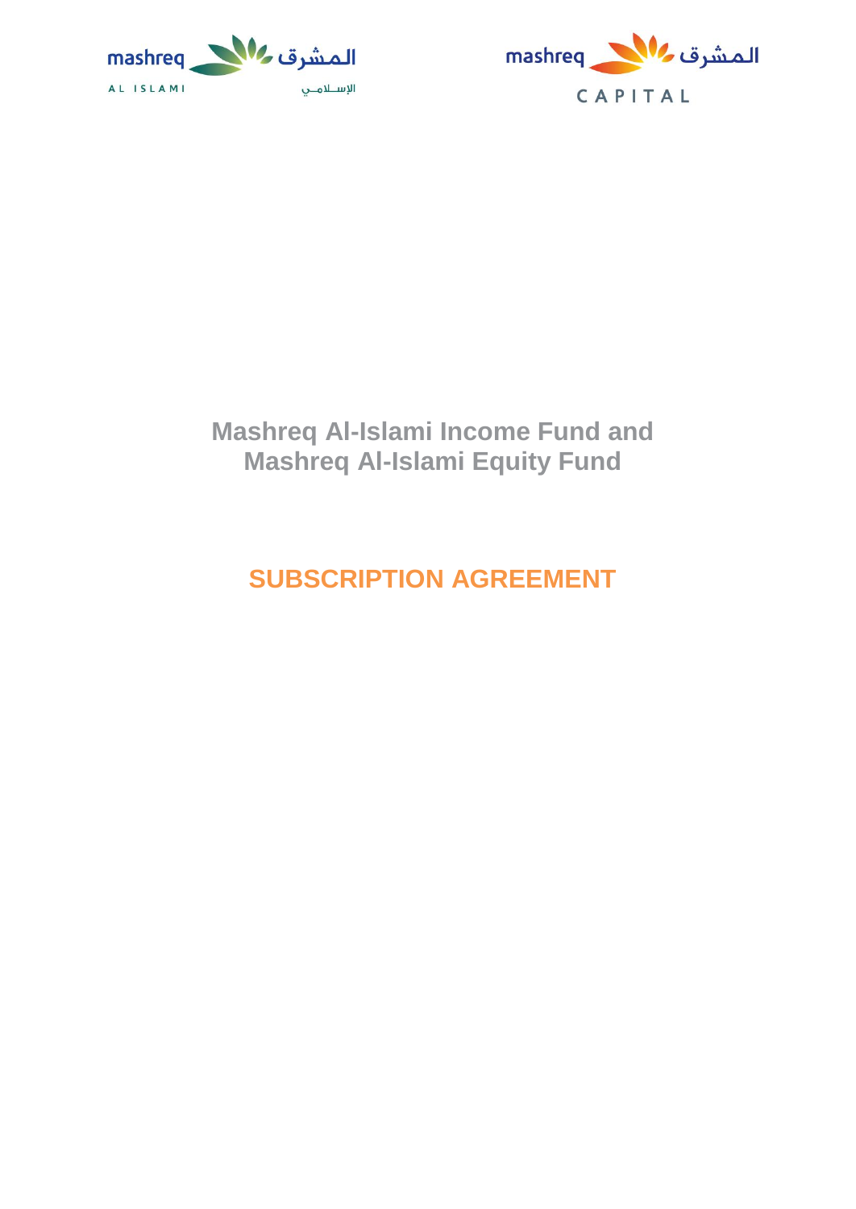mashreq المشرق
AL ISLAMI الإسلامي

mashreq المشرق
CAPITAL

# Mashreq Al-Islami Income Fund and Mashreq Al-Islami Equity Fund

## SUBSCRIPTION AGREEMENT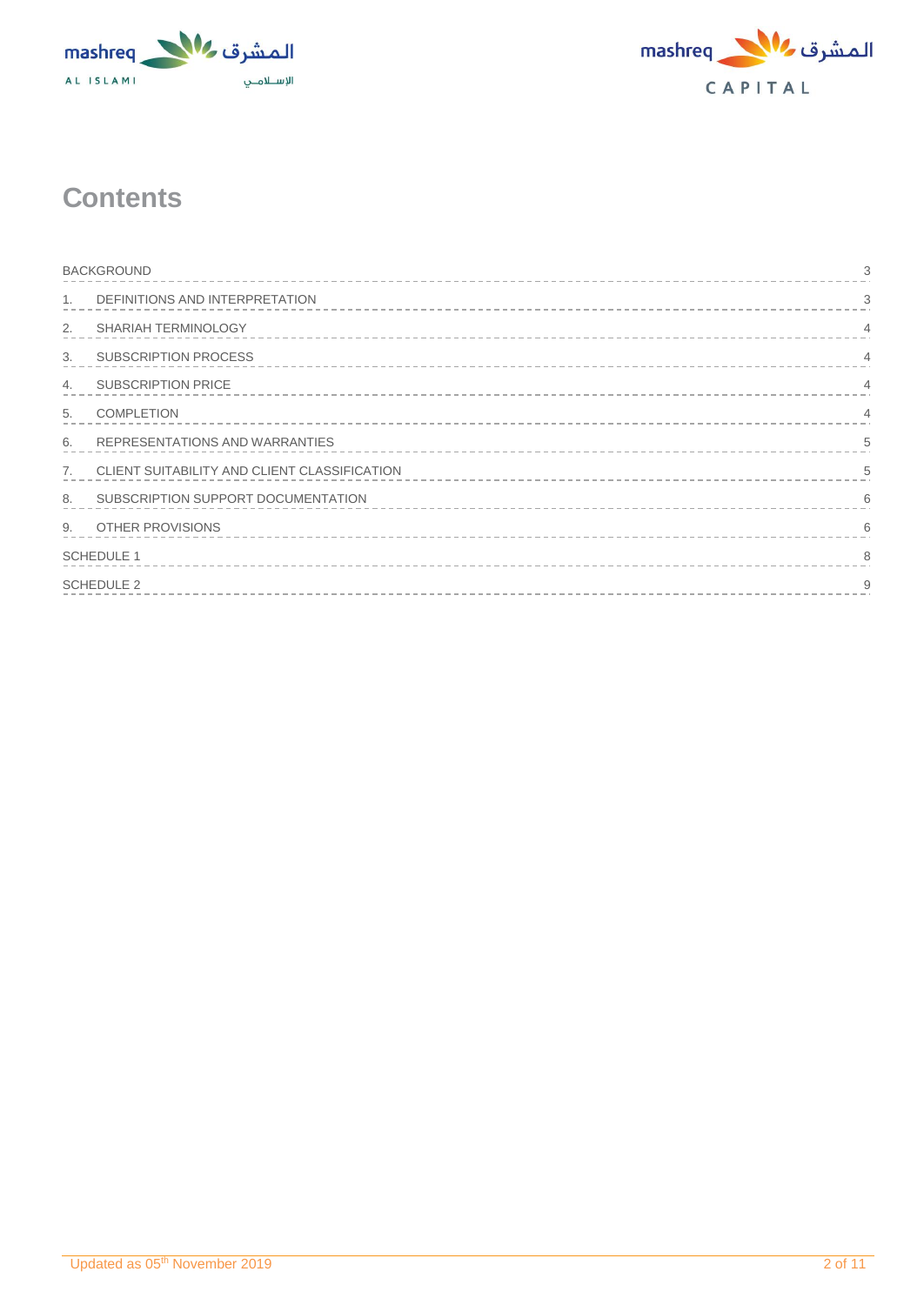# Contents

| | |
|---|---|
| BACKGROUND | 3 |
| 1. DEFINITIONS AND INTERPRETATION | 3 |
| 2. SHARIAH TERMINOLOGY | 4 |
| 3. SUBSCRIPTION PROCESS | 4 |
| 4. SUBSCRIPTION PRICE | 4 |
| 5. COMPLETION | 4 |
| 6. REPRESENTATIONS AND WARRANTIES | 5 |
| 7. CLIENT SUITABILITY AND CLIENT CLASSIFICATION | 5 |
| 8. SUBSCRIPTION SUPPORT DOCUMENTATION | 6 |
| 9. OTHER PROVISIONS | 6 |
| SCHEDULE 1 | 8 |
| SCHEDULE 2 | 9 |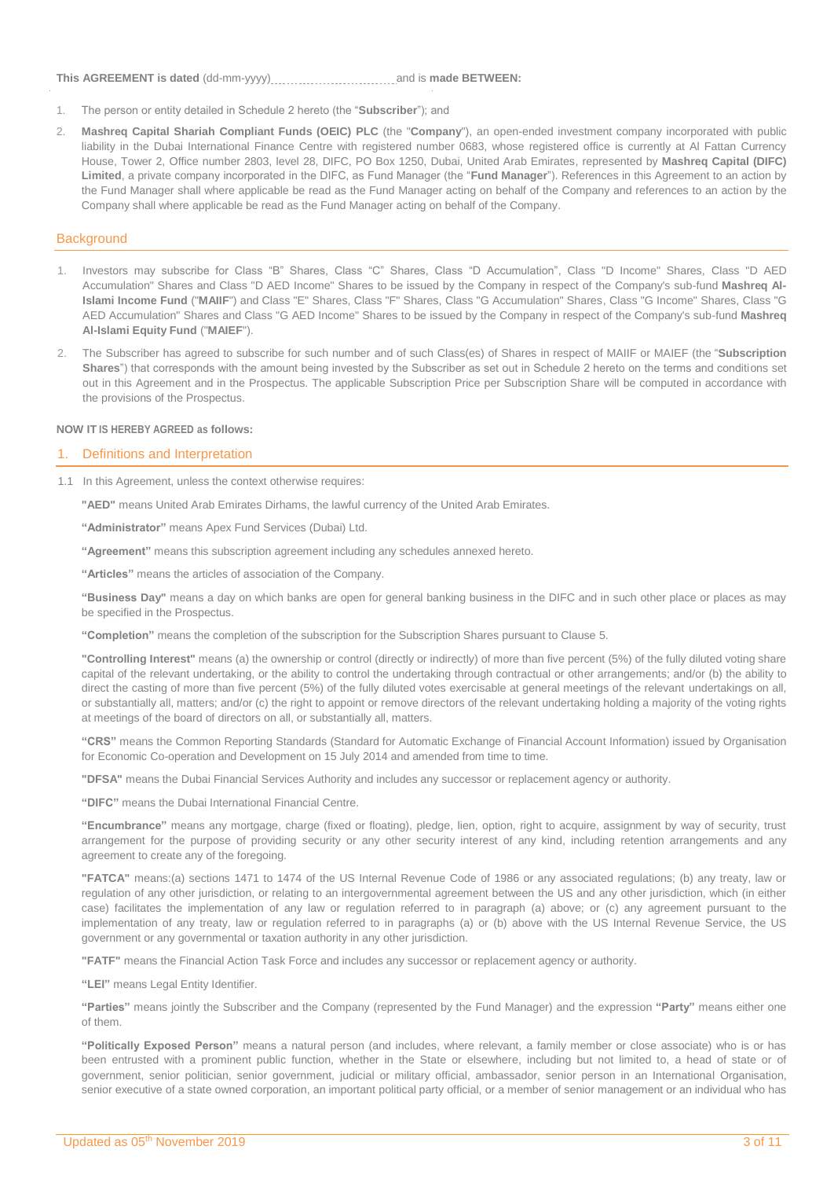**This AGREEMENT is dated** (dd-mm-yyyy)................................and is **made BETWEEN:**

1. The person or entity detailed in Schedule 2 hereto (the "**Subscriber**"); and
2. **Mashreq Capital Shariah Compliant Funds (OEIC) PLC** (the "**Company**"), an open-ended investment company incorporated with public liability in the Dubai International Finance Centre with registered number 0683, whose registered office is currently at Al Fattan Currency House, Tower 2, Office number 2803, level 28, DIFC, PO Box 1250, Dubai, United Arab Emirates, represented by **Mashreq Capital (DIFC) Limited**, a private company incorporated in the DIFC, as Fund Manager (the "**Fund Manager**"). References in this Agreement to an action by the Fund Manager shall where applicable be read as the Fund Manager acting on behalf of the Company and references to an action by the Company shall where applicable be read as the Fund Manager acting on behalf of the Company.

## Background

1. Investors may subscribe for Class "B" Shares, Class "C" Shares, Class "D Accumulation", Class "D Income" Shares, Class "D AED Accumulation" Shares and Class "D AED Income" Shares to be issued by the Company in respect of the Company's sub-fund **Mashreq Al-Islami Income Fund** ("**MAIIF**") and Class "E" Shares, Class "F" Shares, Class "G Accumulation" Shares, Class "G Income" Shares, Class "G AED Accumulation" Shares and Class "G AED Income" Shares to be issued by the Company in respect of the Company's sub-fund **Mashreq Al-Islami Equity Fund** ("**MAIEF**").
2. The Subscriber has agreed to subscribe for such number and of such Class(es) of Shares in respect of MAIIF or MAIEF (the "**Subscription Shares**") that corresponds with the amount being invested by the Subscriber as set out in Schedule 2 hereto on the terms and conditions set out in this Agreement and in the Prospectus. The applicable Subscription Price per Subscription Share will be computed in accordance with the provisions of the Prospectus.

**NOW IT IS HEREBY AGREED as follows:**

## 1. Definitions and Interpretation

1.1 In this Agreement, unless the context otherwise requires:

**"AED"** means United Arab Emirates Dirhams, the lawful currency of the United Arab Emirates.

**"Administrator"** means Apex Fund Services (Dubai) Ltd.

**"Agreement"** means this subscription agreement including any schedules annexed hereto.

**"Articles"** means the articles of association of the Company.

**"Business Day"** means a day on which banks are open for general banking business in the DIFC and in such other place or places as may be specified in the Prospectus.

**"Completion"** means the completion of the subscription for the Subscription Shares pursuant to Clause 5.

**"Controlling Interest"** means (a) the ownership or control (directly or indirectly) of more than five percent (5%) of the fully diluted voting share capital of the relevant undertaking, or the ability to control the undertaking through contractual or other arrangements; and/or (b) the ability to direct the casting of more than five percent (5%) of the fully diluted votes exercisable at general meetings of the relevant undertakings on all, or substantially all, matters; and/or (c) the right to appoint or remove directors of the relevant undertaking holding a majority of the voting rights at meetings of the board of directors on all, or substantially all, matters.

**"CRS"** means the Common Reporting Standards (Standard for Automatic Exchange of Financial Account Information) issued by Organisation for Economic Co-operation and Development on 15 July 2014 and amended from time to time.

**"DFSA"** means the Dubai Financial Services Authority and includes any successor or replacement agency or authority.

**"DIFC"** means the Dubai International Financial Centre.

**"Encumbrance"** means any mortgage, charge (fixed or floating), pledge, lien, option, right to acquire, assignment by way of security, trust arrangement for the purpose of providing security or any other security interest of any kind, including retention arrangements and any agreement to create any of the foregoing.

**"FATCA"** means:(a) sections 1471 to 1474 of the US Internal Revenue Code of 1986 or any associated regulations; (b) any treaty, law or regulation of any other jurisdiction, or relating to an intergovernmental agreement between the US and any other jurisdiction, which (in either case) facilitates the implementation of any law or regulation referred to in paragraph (a) above; or (c) any agreement pursuant to the implementation of any treaty, law or regulation referred to in paragraphs (a) or (b) above with the US Internal Revenue Service, the US government or any governmental or taxation authority in any other jurisdiction.

**"FATF"** means the Financial Action Task Force and includes any successor or replacement agency or authority.

**"LEI"** means Legal Entity Identifier.

**"Parties"** means jointly the Subscriber and the Company (represented by the Fund Manager) and the expression **"Party"** means either one of them.

**"Politically Exposed Person"** means a natural person (and includes, where relevant, a family member or close associate) who is or has been entrusted with a prominent public function, whether in the State or elsewhere, including but not limited to, a head of state or of government, senior politician, senior government, judicial or military official, ambassador, senior person in an International Organisation, senior executive of a state owned corporation, an important political party official, or a member of senior management or an individual who has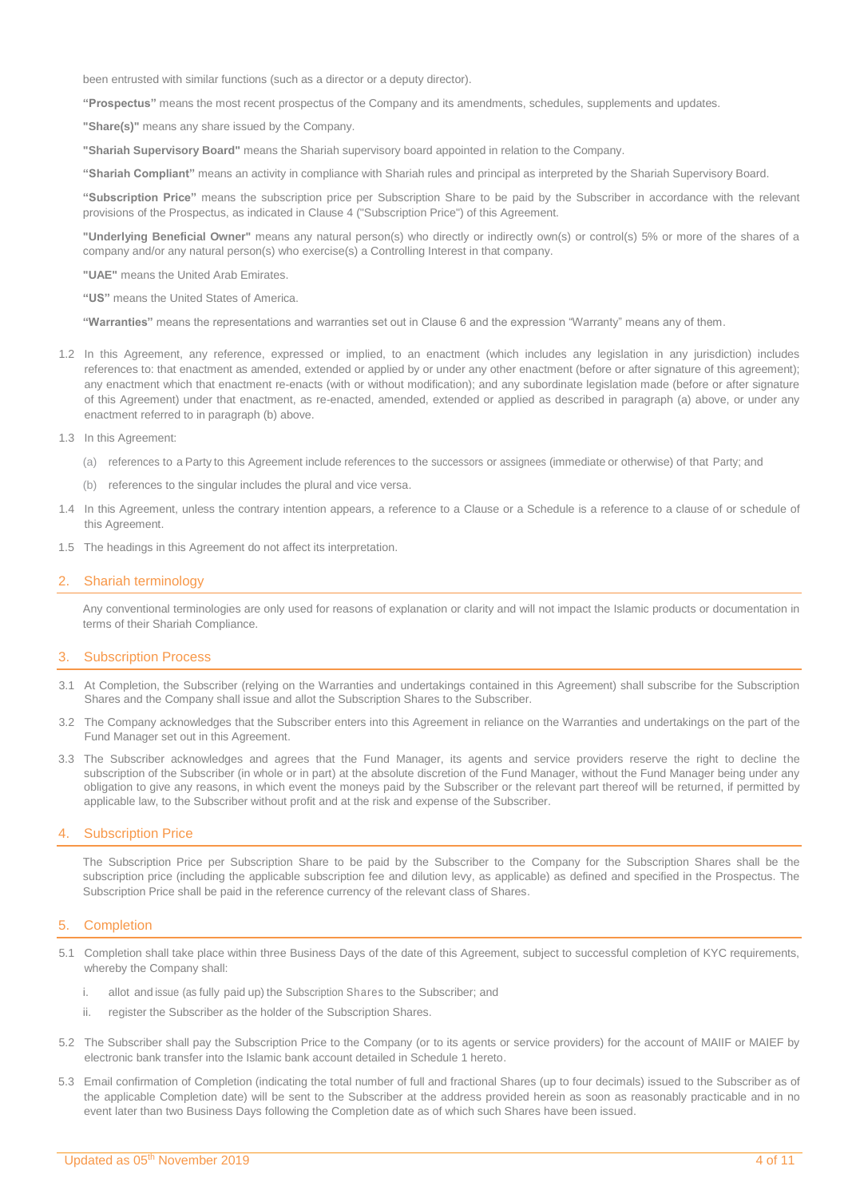been entrusted with similar functions (such as a director or a deputy director).

**"Prospectus"** means the most recent prospectus of the Company and its amendments, schedules, supplements and updates.

**"Share(s)"** means any share issued by the Company.

**"Shariah Supervisory Board"** means the Shariah supervisory board appointed in relation to the Company.

**"Shariah Compliant"** means an activity in compliance with Shariah rules and principal as interpreted by the Shariah Supervisory Board.

**"Subscription Price"** means the subscription price per Subscription Share to be paid by the Subscriber in accordance with the relevant provisions of the Prospectus, as indicated in Clause 4 ("Subscription Price") of this Agreement.

**"Underlying Beneficial Owner"** means any natural person(s) who directly or indirectly own(s) or control(s) 5% or more of the shares of a company and/or any natural person(s) who exercise(s) a Controlling Interest in that company.

**"UAE"** means the United Arab Emirates.

**"US"** means the United States of America.

**"Warranties"** means the representations and warranties set out in Clause 6 and the expression "Warranty" means any of them.

1.2 In this Agreement, any reference, expressed or implied, to an enactment (which includes any legislation in any jurisdiction) includes references to: that enactment as amended, extended or applied by or under any other enactment (before or after signature of this agreement); any enactment which that enactment re-enacts (with or without modification); and any subordinate legislation made (before or after signature of this Agreement) under that enactment, as re-enacted, amended, extended or applied as described in paragraph (a) above, or under any enactment referred to in paragraph (b) above.

1.3 In this Agreement:

(a) references to a Party to this Agreement include references to the successors or assignees (immediate or otherwise) of that Party; and

(b) references to the singular includes the plural and vice versa.

1.4 In this Agreement, unless the contrary intention appears, a reference to a Clause or a Schedule is a reference to a clause of or schedule of this Agreement.

1.5 The headings in this Agreement do not affect its interpretation.

## 2. Shariah terminology

Any conventional terminologies are only used for reasons of explanation or clarity and will not impact the Islamic products or documentation in terms of their Shariah Compliance.

## 3. Subscription Process

3.1 At Completion, the Subscriber (relying on the Warranties and undertakings contained in this Agreement) shall subscribe for the Subscription Shares and the Company shall issue and allot the Subscription Shares to the Subscriber.

3.2 The Company acknowledges that the Subscriber enters into this Agreement in reliance on the Warranties and undertakings on the part of the Fund Manager set out in this Agreement.

3.3 The Subscriber acknowledges and agrees that the Fund Manager, its agents and service providers reserve the right to decline the subscription of the Subscriber (in whole or in part) at the absolute discretion of the Fund Manager, without the Fund Manager being under any obligation to give any reasons, in which event the moneys paid by the Subscriber or the relevant part thereof will be returned, if permitted by applicable law, to the Subscriber without profit and at the risk and expense of the Subscriber.

## 4. Subscription Price

The Subscription Price per Subscription Share to be paid by the Subscriber to the Company for the Subscription Shares shall be the subscription price (including the applicable subscription fee and dilution levy, as applicable) as defined and specified in the Prospectus. The Subscription Price shall be paid in the reference currency of the relevant class of Shares.

## 5. Completion

5.1 Completion shall take place within three Business Days of the date of this Agreement, subject to successful completion of KYC requirements, whereby the Company shall:

i. allot and issue (as fully paid up) the Subscription Shares to the Subscriber; and

ii. register the Subscriber as the holder of the Subscription Shares.

5.2 The Subscriber shall pay the Subscription Price to the Company (or to its agents or service providers) for the account of MAIIF or MAIEF by electronic bank transfer into the Islamic bank account detailed in Schedule 1 hereto.

5.3 Email confirmation of Completion (indicating the total number of full and fractional Shares (up to four decimals) issued to the Subscriber as of the applicable Completion date) will be sent to the Subscriber at the address provided herein as soon as reasonably practicable and in no event later than two Business Days following the Completion date as of which such Shares have been issued.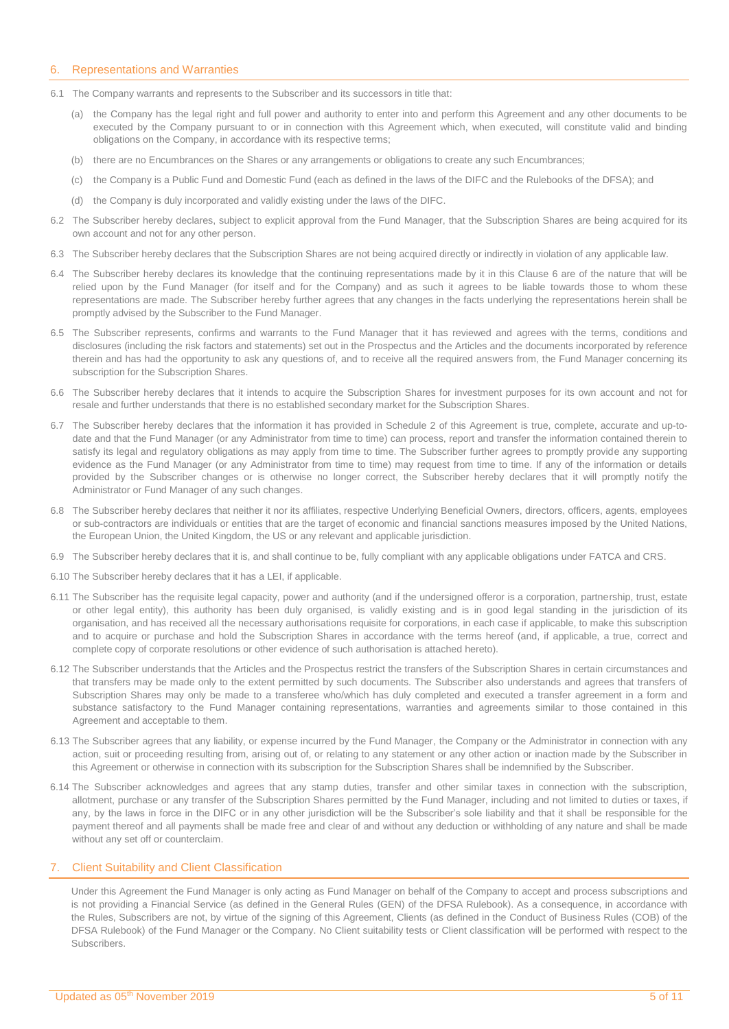## 6. Representations and Warranties

6.1 The Company warrants and represents to the Subscriber and its successors in title that:

(a) the Company has the legal right and full power and authority to enter into and perform this Agreement and any other documents to be executed by the Company pursuant to or in connection with this Agreement which, when executed, will constitute valid and binding obligations on the Company, in accordance with its respective terms;

(b) there are no Encumbrances on the Shares or any arrangements or obligations to create any such Encumbrances;

(c) the Company is a Public Fund and Domestic Fund (each as defined in the laws of the DIFC and the Rulebooks of the DFSA); and

(d) the Company is duly incorporated and validly existing under the laws of the DIFC.

6.2 The Subscriber hereby declares, subject to explicit approval from the Fund Manager, that the Subscription Shares are being acquired for its own account and not for any other person.

6.3 The Subscriber hereby declares that the Subscription Shares are not being acquired directly or indirectly in violation of any applicable law.

6.4 The Subscriber hereby declares its knowledge that the continuing representations made by it in this Clause 6 are of the nature that will be relied upon by the Fund Manager (for itself and for the Company) and as such it agrees to be liable towards those to whom these representations are made. The Subscriber hereby further agrees that any changes in the facts underlying the representations herein shall be promptly advised by the Subscriber to the Fund Manager.

6.5 The Subscriber represents, confirms and warrants to the Fund Manager that it has reviewed and agrees with the terms, conditions and disclosures (including the risk factors and statements) set out in the Prospectus and the Articles and the documents incorporated by reference therein and has had the opportunity to ask any questions of, and to receive all the required answers from, the Fund Manager concerning its subscription for the Subscription Shares.

6.6 The Subscriber hereby declares that it intends to acquire the Subscription Shares for investment purposes for its own account and not for resale and further understands that there is no established secondary market for the Subscription Shares.

6.7 The Subscriber hereby declares that the information it has provided in Schedule 2 of this Agreement is true, complete, accurate and up-to-date and that the Fund Manager (or any Administrator from time to time) can process, report and transfer the information contained therein to satisfy its legal and regulatory obligations as may apply from time to time. The Subscriber further agrees to promptly provide any supporting evidence as the Fund Manager (or any Administrator from time to time) may request from time to time. If any of the information or details provided by the Subscriber changes or is otherwise no longer correct, the Subscriber hereby declares that it will promptly notify the Administrator or Fund Manager of any such changes.

6.8 The Subscriber hereby declares that neither it nor its affiliates, respective Underlying Beneficial Owners, directors, officers, agents, employees or sub-contractors are individuals or entities that are the target of economic and financial sanctions measures imposed by the United Nations, the European Union, the United Kingdom, the US or any relevant and applicable jurisdiction.

6.9 The Subscriber hereby declares that it is, and shall continue to be, fully compliant with any applicable obligations under FATCA and CRS.

6.10 The Subscriber hereby declares that it has a LEI, if applicable.

6.11 The Subscriber has the requisite legal capacity, power and authority (and if the undersigned offeror is a corporation, partnership, trust, estate or other legal entity), this authority has been duly organised, is validly existing and is in good legal standing in the jurisdiction of its organisation, and has received all the necessary authorisations requisite for corporations, in each case if applicable, to make this subscription and to acquire or purchase and hold the Subscription Shares in accordance with the terms hereof (and, if applicable, a true, correct and complete copy of corporate resolutions or other evidence of such authorisation is attached hereto).

6.12 The Subscriber understands that the Articles and the Prospectus restrict the transfers of the Subscription Shares in certain circumstances and that transfers may be made only to the extent permitted by such documents. The Subscriber also understands and agrees that transfers of Subscription Shares may only be made to a transferee who/which has duly completed and executed a transfer agreement in a form and substance satisfactory to the Fund Manager containing representations, warranties and agreements similar to those contained in this Agreement and acceptable to them.

6.13 The Subscriber agrees that any liability, or expense incurred by the Fund Manager, the Company or the Administrator in connection with any action, suit or proceeding resulting from, arising out of, or relating to any statement or any other action or inaction made by the Subscriber in this Agreement or otherwise in connection with its subscription for the Subscription Shares shall be indemnified by the Subscriber.

6.14 The Subscriber acknowledges and agrees that any stamp duties, transfer and other similar taxes in connection with the subscription, allotment, purchase or any transfer of the Subscription Shares permitted by the Fund Manager, including and not limited to duties or taxes, if any, by the laws in force in the DIFC or in any other jurisdiction will be the Subscriber's sole liability and that it shall be responsible for the payment thereof and all payments shall be made free and clear of and without any deduction or withholding of any nature and shall be made without any set off or counterclaim.

## 7. Client Suitability and Client Classification

Under this Agreement the Fund Manager is only acting as Fund Manager on behalf of the Company to accept and process subscriptions and is not providing a Financial Service (as defined in the General Rules (GEN) of the DFSA Rulebook). As a consequence, in accordance with the Rules, Subscribers are not, by virtue of the signing of this Agreement, Clients (as defined in the Conduct of Business Rules (COB) of the DFSA Rulebook) of the Fund Manager or the Company. No Client suitability tests or Client classification will be performed with respect to the Subscribers.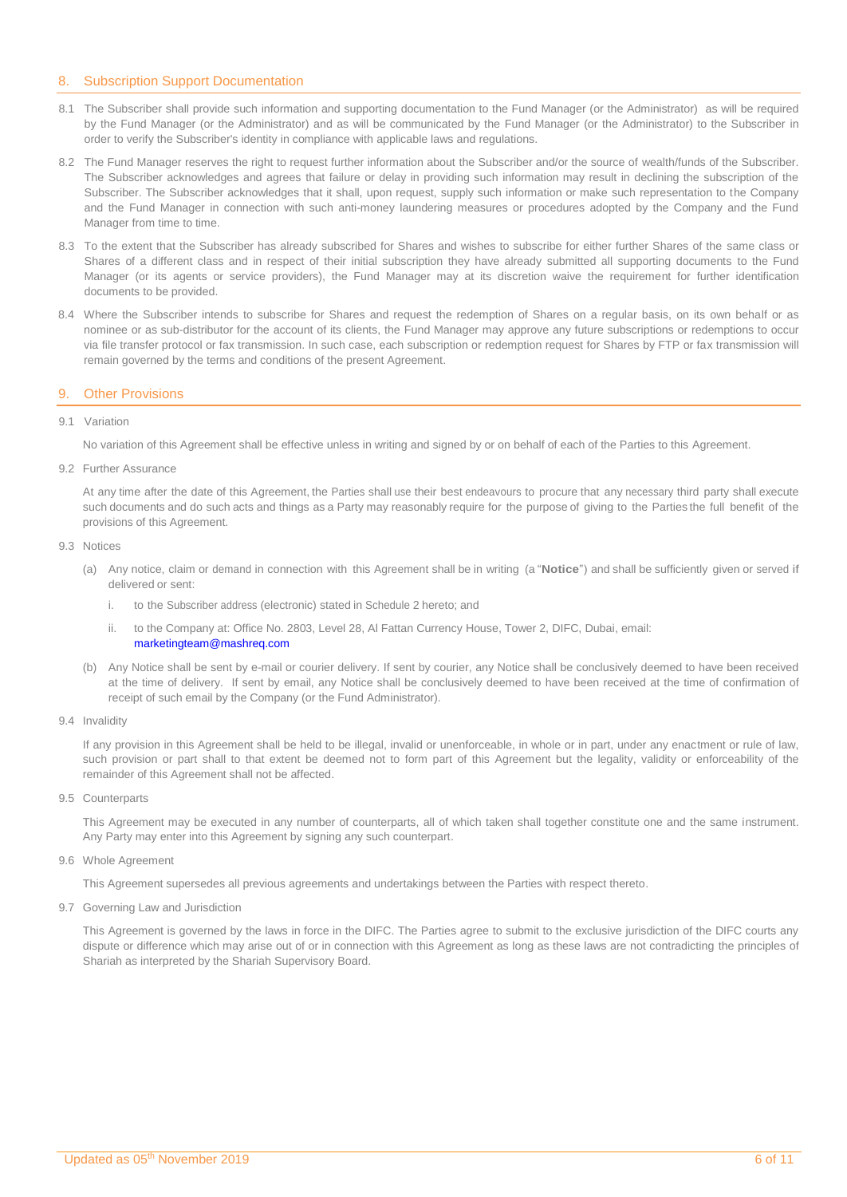## 8. Subscription Support Documentation

8.1 The Subscriber shall provide such information and supporting documentation to the Fund Manager (or the Administrator) as will be required by the Fund Manager (or the Administrator) and as will be communicated by the Fund Manager (or the Administrator) to the Subscriber in order to verify the Subscriber's identity in compliance with applicable laws and regulations.

8.2 The Fund Manager reserves the right to request further information about the Subscriber and/or the source of wealth/funds of the Subscriber. The Subscriber acknowledges and agrees that failure or delay in providing such information may result in declining the subscription of the Subscriber. The Subscriber acknowledges that it shall, upon request, supply such information or make such representation to the Company and the Fund Manager in connection with such anti-money laundering measures or procedures adopted by the Company and the Fund Manager from time to time.

8.3 To the extent that the Subscriber has already subscribed for Shares and wishes to subscribe for either further Shares of the same class or Shares of a different class and in respect of their initial subscription they have already submitted all supporting documents to the Fund Manager (or its agents or service providers), the Fund Manager may at its discretion waive the requirement for further identification documents to be provided.

8.4 Where the Subscriber intends to subscribe for Shares and request the redemption of Shares on a regular basis, on its own behalf or as nominee or as sub-distributor for the account of its clients, the Fund Manager may approve any future subscriptions or redemptions to occur via file transfer protocol or fax transmission. In such case, each subscription or redemption request for Shares by FTP or fax transmission will remain governed by the terms and conditions of the present Agreement.

## 9. Other Provisions

9.1 Variation

No variation of this Agreement shall be effective unless in writing and signed by or on behalf of each of the Parties to this Agreement.

9.2 Further Assurance

At any time after the date of this Agreement, the Parties shall use their best endeavours to procure that any necessary third party shall execute such documents and do such acts and things as a Party may reasonably require for the purpose of giving to the Parties the full benefit of the provisions of this Agreement.

9.3 Notices

(a) Any notice, claim or demand in connection with this Agreement shall be in writing (a "**Notice**") and shall be sufficiently given or served if delivered or sent:

   i. to the Subscriber address (electronic) stated in Schedule 2 hereto; and

   ii. to the Company at: Office No. 2803, Level 28, Al Fattan Currency House, Tower 2, DIFC, Dubai, email: marketingteam@mashreq.com

(b) Any Notice shall be sent by e-mail or courier delivery. If sent by courier, any Notice shall be conclusively deemed to have been received at the time of delivery. If sent by email, any Notice shall be conclusively deemed to have been received at the time of confirmation of receipt of such email by the Company (or the Fund Administrator).

9.4 Invalidity

If any provision in this Agreement shall be held to be illegal, invalid or unenforceable, in whole or in part, under any enactment or rule of law, such provision or part shall to that extent be deemed not to form part of this Agreement but the legality, validity or enforceability of the remainder of this Agreement shall not be affected.

9.5 Counterparts

This Agreement may be executed in any number of counterparts, all of which taken shall together constitute one and the same instrument. Any Party may enter into this Agreement by signing any such counterpart.

9.6 Whole Agreement

This Agreement supersedes all previous agreements and undertakings between the Parties with respect thereto.

9.7 Governing Law and Jurisdiction

This Agreement is governed by the laws in force in the DIFC. The Parties agree to submit to the exclusive jurisdiction of the DIFC courts any dispute or difference which may arise out of or in connection with this Agreement as long as these laws are not contradicting the principles of Shariah as interpreted by the Shariah Supervisory Board.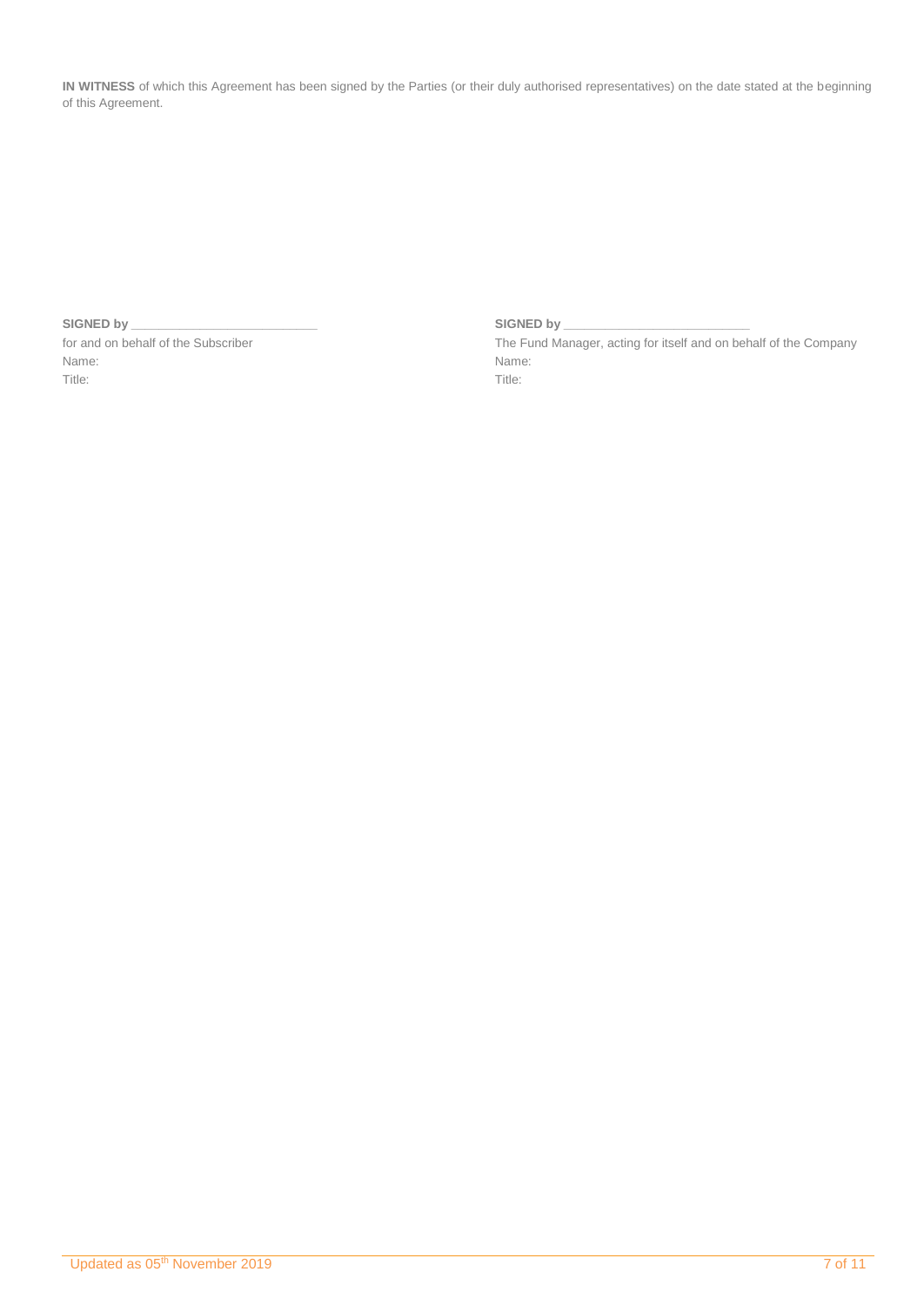**IN WITNESS** of which this Agreement has been signed by the Parties (or their duly authorised representatives) on the date stated at the beginning of this Agreement.

**SIGNED by** ___________________________
for and on behalf of the Subscriber
Name:
Title:

**SIGNED by** ___________________________
The Fund Manager, acting for itself and on behalf of the Company
Name:
Title: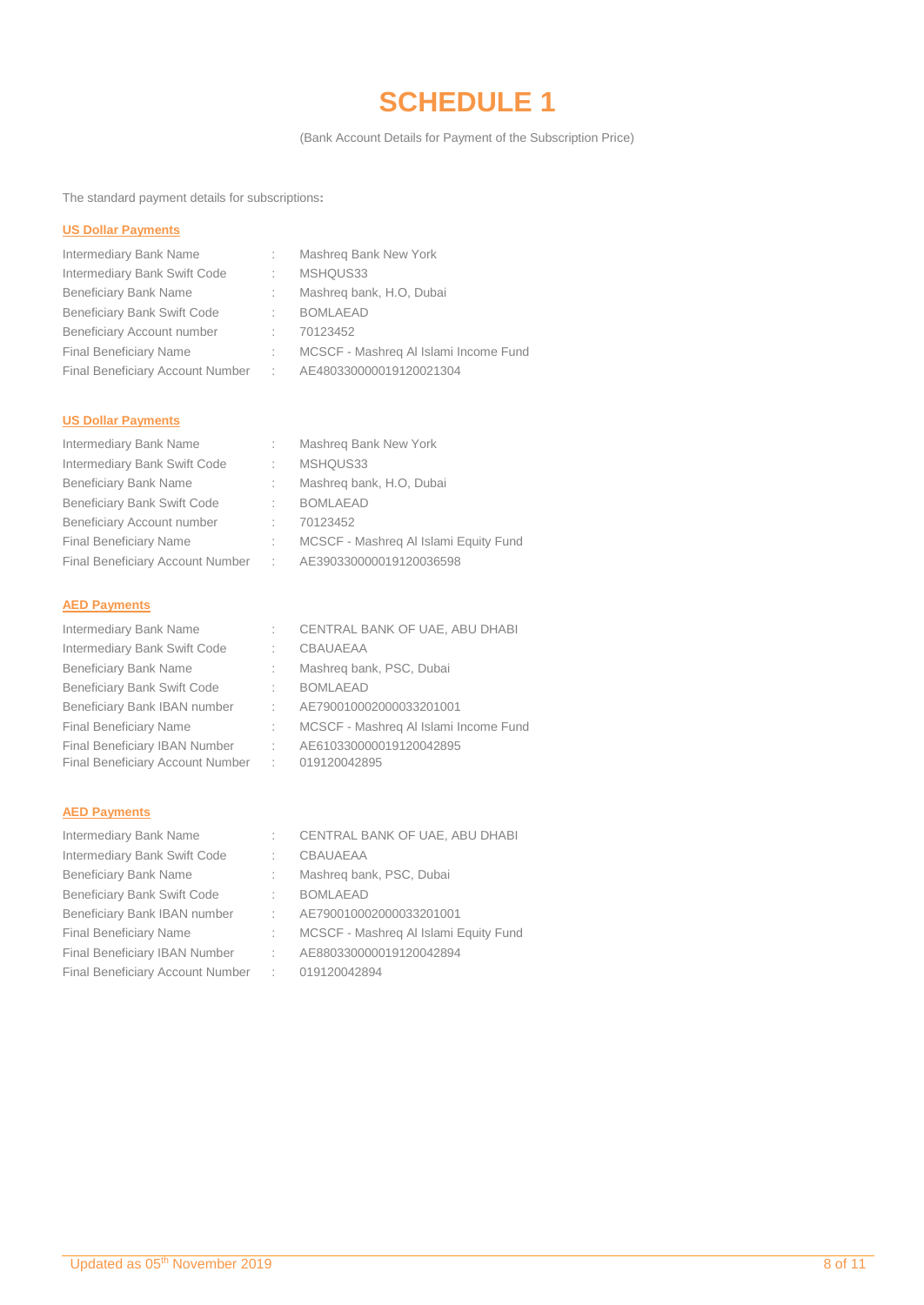# SCHEDULE 1

(Bank Account Details for Payment of the Subscription Price)

The standard payment details for subscriptions**:**

**US Dollar Payments**

| | | |
|---|---|---|
| Intermediary Bank Name | : | Mashreq Bank New York |
| Intermediary Bank Swift Code | : | MSHQUS33 |
| Beneficiary Bank Name | : | Mashreq bank, H.O, Dubai |
| Beneficiary Bank Swift Code | : | BOMLAEAD |
| Beneficiary Account number | : | 70123452 |
| Final Beneficiary Name | : | MCSCF - Mashreq Al Islami Income Fund |
| Final Beneficiary Account Number | : | AE480330000019120021304 |

**US Dollar Payments**

| | | |
|---|---|---|
| Intermediary Bank Name | : | Mashreq Bank New York |
| Intermediary Bank Swift Code | : | MSHQUS33 |
| Beneficiary Bank Name | : | Mashreq bank, H.O, Dubai |
| Beneficiary Bank Swift Code | : | BOMLAEAD |
| Beneficiary Account number | : | 70123452 |
| Final Beneficiary Name | : | MCSCF - Mashreq Al Islami Equity Fund |
| Final Beneficiary Account Number | : | AE390330000019120036598 |

**AED Payments**

| | | |
|---|---|---|
| Intermediary Bank Name | : | CENTRAL BANK OF UAE, ABU DHABI |
| Intermediary Bank Swift Code | : | CBAUAEAA |
| Beneficiary Bank Name | : | Mashreq bank, PSC, Dubai |
| Beneficiary Bank Swift Code | : | BOMLAEAD |
| Beneficiary Bank IBAN number | : | AE790010002000033201001 |
| Final Beneficiary Name | : | MCSCF - Mashreq Al Islami Income Fund |
| Final Beneficiary IBAN Number | : | AE610330000019120042895 |
| Final Beneficiary Account Number | : | 019120042895 |

**AED Payments**

| | | |
|---|---|---|
| Intermediary Bank Name | : | CENTRAL BANK OF UAE, ABU DHABI |
| Intermediary Bank Swift Code | : | CBAUAEAA |
| Beneficiary Bank Name | : | Mashreq bank, PSC, Dubai |
| Beneficiary Bank Swift Code | : | BOMLAEAD |
| Beneficiary Bank IBAN number | : | AE790010002000033201001 |
| Final Beneficiary Name | : | MCSCF - Mashreq Al Islami Equity Fund |
| Final Beneficiary IBAN Number | : | AE880330000019120042894 |
| Final Beneficiary Account Number | : | 019120042894 |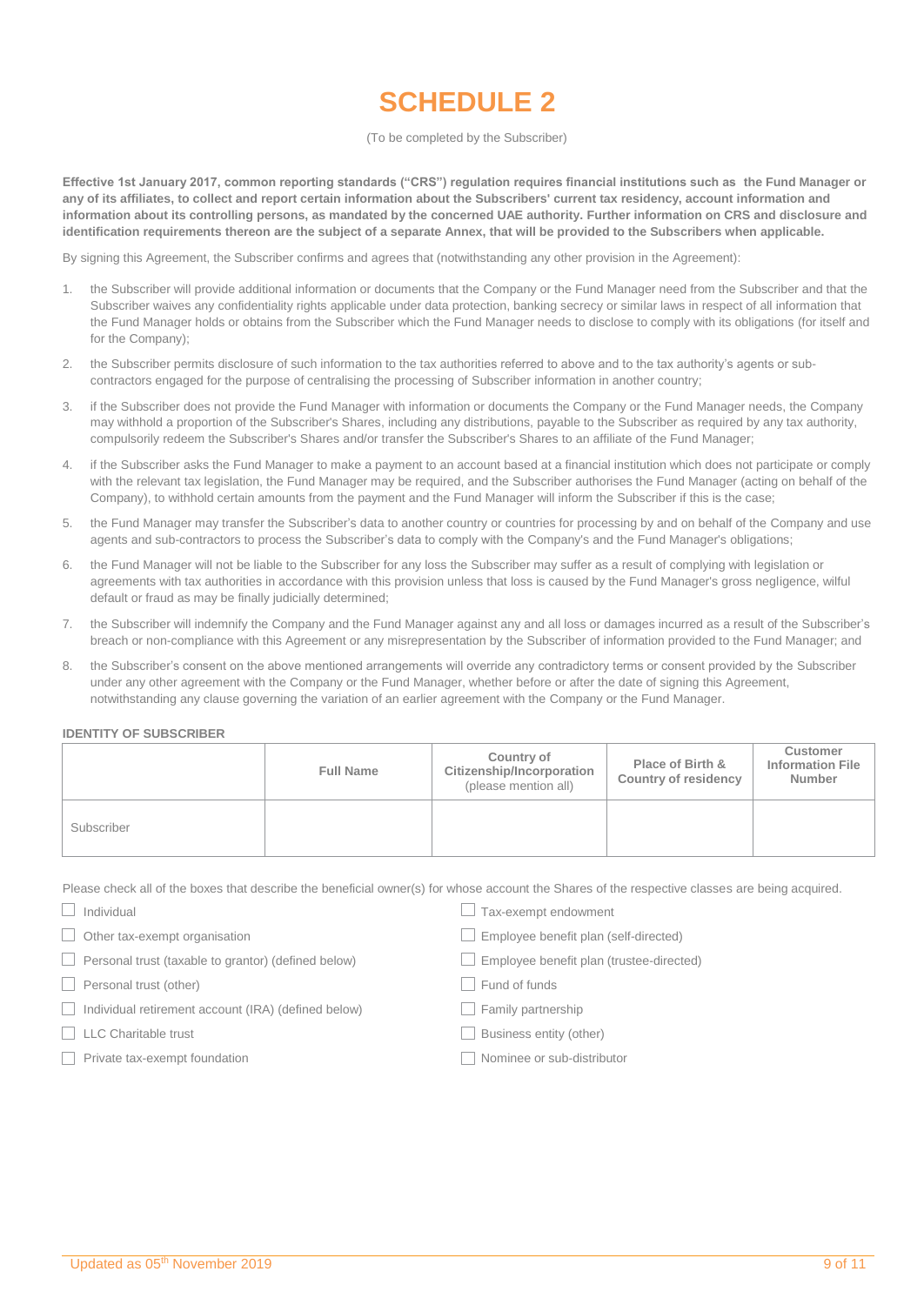# SCHEDULE 2

(To be completed by the Subscriber)

**Effective 1st January 2017, common reporting standards ("CRS") regulation requires financial institutions such as the Fund Manager or any of its affiliates, to collect and report certain information about the Subscribers' current tax residency, account information and information about its controlling persons, as mandated by the concerned UAE authority. Further information on CRS and disclosure and identification requirements thereon are the subject of a separate Annex, that will be provided to the Subscribers when applicable.**

By signing this Agreement, the Subscriber confirms and agrees that (notwithstanding any other provision in the Agreement):

1. the Subscriber will provide additional information or documents that the Company or the Fund Manager need from the Subscriber and that the Subscriber waives any confidentiality rights applicable under data protection, banking secrecy or similar laws in respect of all information that the Fund Manager holds or obtains from the Subscriber which the Fund Manager needs to disclose to comply with its obligations (for itself and for the Company);
2. the Subscriber permits disclosure of such information to the tax authorities referred to above and to the tax authority's agents or sub-contractors engaged for the purpose of centralising the processing of Subscriber information in another country;
3. if the Subscriber does not provide the Fund Manager with information or documents the Company or the Fund Manager needs, the Company may withhold a proportion of the Subscriber's Shares, including any distributions, payable to the Subscriber as required by any tax authority, compulsorily redeem the Subscriber's Shares and/or transfer the Subscriber's Shares to an affiliate of the Fund Manager;
4. if the Subscriber asks the Fund Manager to make a payment to an account based at a financial institution which does not participate or comply with the relevant tax legislation, the Fund Manager may be required, and the Subscriber authorises the Fund Manager (acting on behalf of the Company), to withhold certain amounts from the payment and the Fund Manager will inform the Subscriber if this is the case;
5. the Fund Manager may transfer the Subscriber's data to another country or countries for processing by and on behalf of the Company and use agents and sub-contractors to process the Subscriber's data to comply with the Company's and the Fund Manager's obligations;
6. the Fund Manager will not be liable to the Subscriber for any loss the Subscriber may suffer as a result of complying with legislation or agreements with tax authorities in accordance with this provision unless that loss is caused by the Fund Manager's gross negligence, wilful default or fraud as may be finally judicially determined;
7. the Subscriber will indemnify the Company and the Fund Manager against any and all loss or damages incurred as a result of the Subscriber's breach or non-compliance with this Agreement or any misrepresentation by the Subscriber of information provided to the Fund Manager; and
8. the Subscriber's consent on the above mentioned arrangements will override any contradictory terms or consent provided by the Subscriber under any other agreement with the Company or the Fund Manager, whether before or after the date of signing this Agreement, notwithstanding any clause governing the variation of an earlier agreement with the Company or the Fund Manager.

**IDENTITY OF SUBSCRIBER**

| | Full Name | Country of Citizenship/Incorporation (please mention all) | Place of Birth & Country of residency | Customer Information File Number |
|---|---|---|---|---|
| Subscriber | | | | |

Please check all of the boxes that describe the beneficial owner(s) for whose account the Shares of the respective classes are being acquired.

- ☐ Individual
- ☐ Other tax-exempt organisation
- ☐ Personal trust (taxable to grantor) (defined below)
- ☐ Personal trust (other)
- ☐ Individual retirement account (IRA) (defined below)
- ☐ LLC Charitable trust
- ☐ Private tax-exempt foundation
- ☐ Tax-exempt endowment
- ☐ Employee benefit plan (self-directed)
- ☐ Employee benefit plan (trustee-directed)
- ☐ Fund of funds
- ☐ Family partnership
- ☐ Business entity (other)
- ☐ Nominee or sub-distributor

Updated as 05th November 2019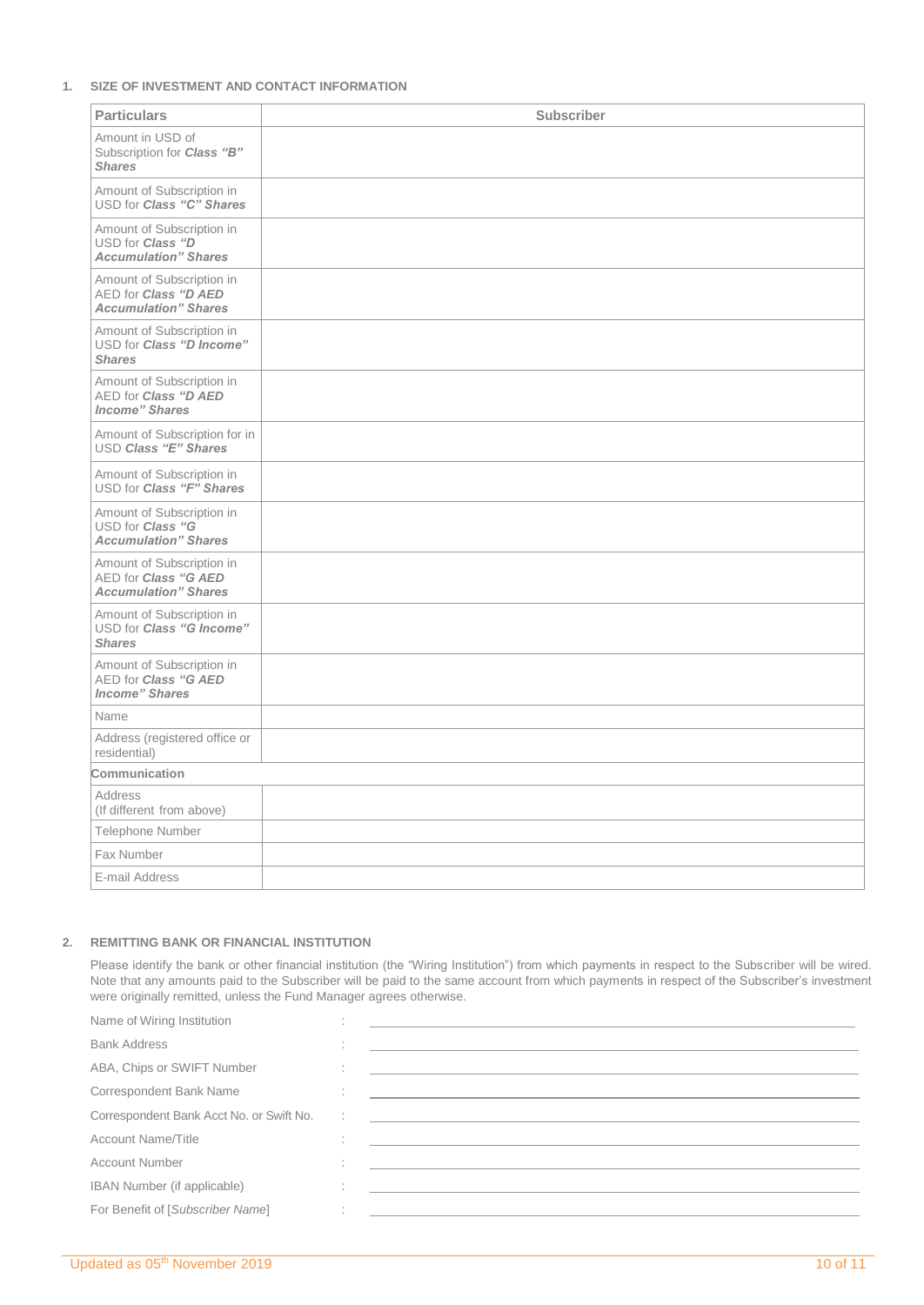## 1. SIZE OF INVESTMENT AND CONTACT INFORMATION

| Particulars | Subscriber |
|---|---|
| Amount in USD of Subscription for ***Class "B" Shares*** | |
| Amount of Subscription in USD for ***Class "C" Shares*** | |
| Amount of Subscription in USD for ***Class "D Accumulation" Shares*** | |
| Amount of Subscription in AED for ***Class "D AED Accumulation" Shares*** | |
| Amount of Subscription in USD for ***Class "D Income" Shares*** | |
| Amount of Subscription in AED for ***Class "D AED Income" Shares*** | |
| Amount of Subscription for in USD ***Class "E" Shares*** | |
| Amount of Subscription in USD for ***Class "F" Shares*** | |
| Amount of Subscription in USD for ***Class "G Accumulation" Shares*** | |
| Amount of Subscription in AED for ***Class "G AED Accumulation" Shares*** | |
| Amount of Subscription in USD for ***Class "G Income" Shares*** | |
| Amount of Subscription in AED for ***Class "G AED Income" Shares*** | |
| Name | |
| Address (registered office or residential) | |
| **Communication** | |
| Address (If different from above) | |
| Telephone Number | |
| Fax Number | |
| E-mail Address | |

## 2. REMITTING BANK OR FINANCIAL INSTITUTION

Please identify the bank or other financial institution (the "Wiring Institution") from which payments in respect to the Subscriber will be wired. Note that any amounts paid to the Subscriber will be paid to the same account from which payments in respect of the Subscriber's investment were originally remitted, unless the Fund Manager agrees otherwise.

Name of Wiring Institution : ______________________

Bank Address : ______________________

ABA, Chips or SWIFT Number : ______________________

Correspondent Bank Name : ______________________

Correspondent Bank Acct No. or Swift No. : ______________________

Account Name/Title : ______________________

Account Number : ______________________

IBAN Number (if applicable) : ______________________

For Benefit of [*Subscriber Name*] : ______________________

Updated as 05th November 2019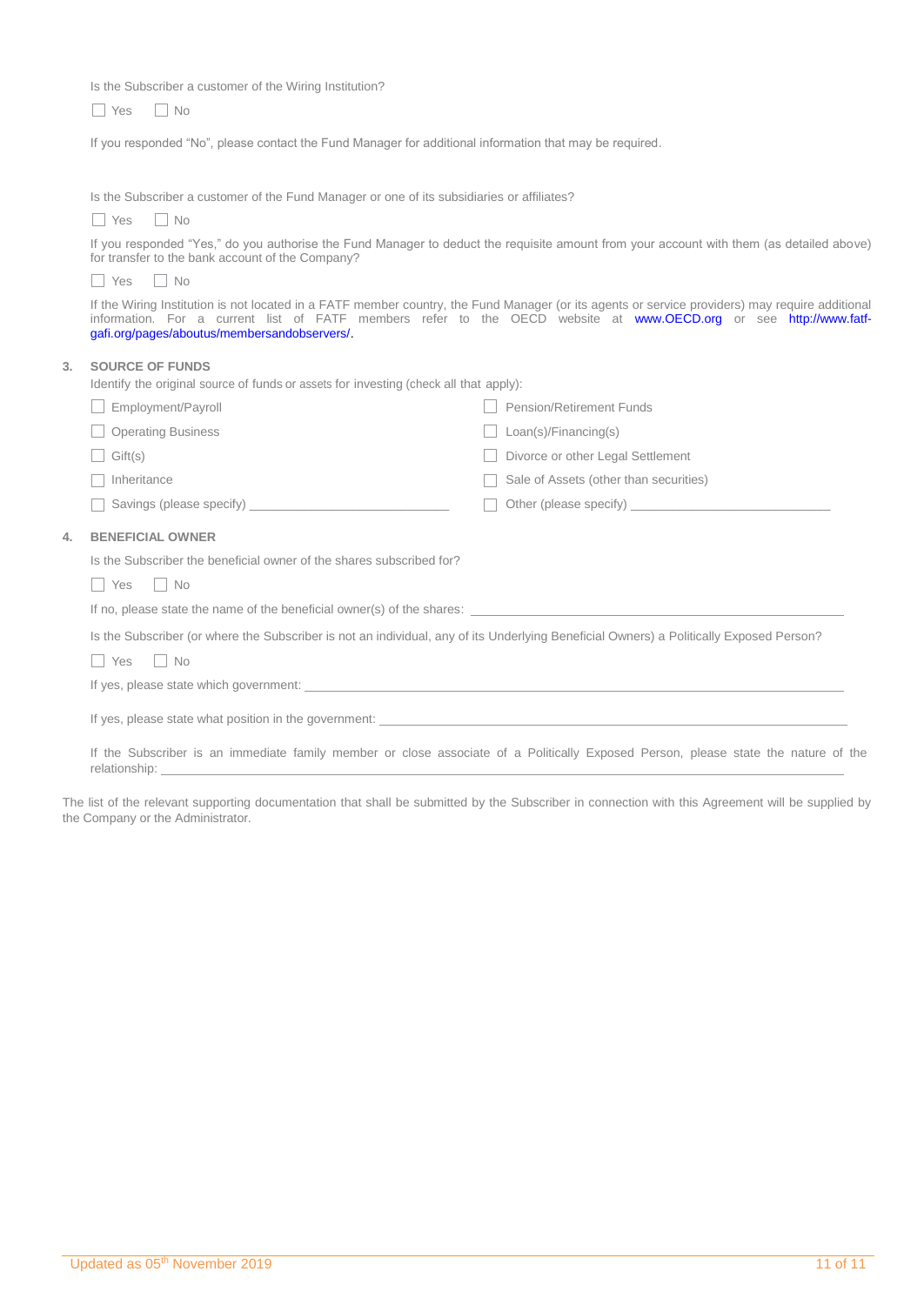Is the Subscriber a customer of the Wiring Institution?

☐ Yes ☐ No

If you responded "No", please contact the Fund Manager for additional information that may be required.

Is the Subscriber a customer of the Fund Manager or one of its subsidiaries or affiliates?

☐ Yes ☐ No

If you responded "Yes," do you authorise the Fund Manager to deduct the requisite amount from your account with them (as detailed above) for transfer to the bank account of the Company?

☐ Yes ☐ No

If the Wiring Institution is not located in a FATF member country, the Fund Manager (or its agents or service providers) may require additional information. For a current list of FATF members refer to the OECD website at www.OECD.org or see http://www.fatf-gafi.org/pages/aboutus/membersandobservers/.

## 3. SOURCE OF FUNDS

Identify the original source of funds or assets for investing (check all that apply):

☐ Employment/Payroll

☐ Operating Business

☐ Gift(s)

☐ Inheritance

☐ Savings (please specify) ____________________________

☐ Pension/Retirement Funds

☐ Loan(s)/Financing(s)

☐ Divorce or other Legal Settlement

☐ Sale of Assets (other than securities)

☐ Other (please specify) ____________________________

## 4. BENEFICIAL OWNER

Is the Subscriber the beneficial owner of the shares subscribed for?

☐ Yes ☐ No

If no, please state the name of the beneficial owner(s) of the shares: ____________________________

Is the Subscriber (or where the Subscriber is not an individual, any of its Underlying Beneficial Owners) a Politically Exposed Person?

☐ Yes ☐ No

If yes, please state which government: ____________________________

If yes, please state what position in the government: ____________________________

If the Subscriber is an immediate family member or close associate of a Politically Exposed Person, please state the nature of the relationship: ____________________________

The list of the relevant supporting documentation that shall be submitted by the Subscriber in connection with this Agreement will be supplied by the Company or the Administrator.